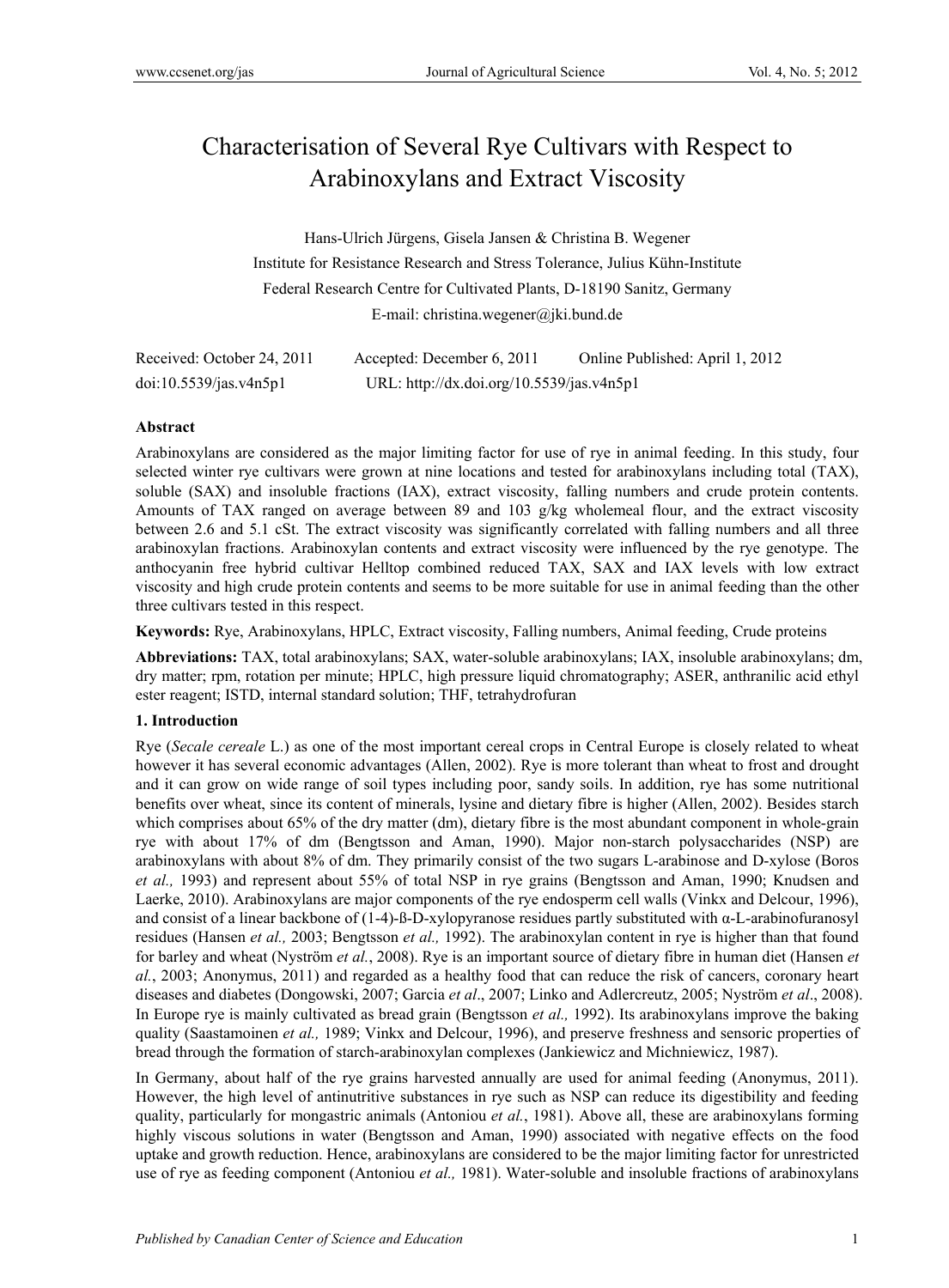# Characterisation of Several Rye Cultivars with Respect to Arabinoxylans and Extract Viscosity

Hans-Ulrich Jürgens, Gisela Jansen & Christina B. Wegener

Institute for Resistance Research and Stress Tolerance, Julius Kühn-Institute

Federal Research Centre for Cultivated Plants, D-18190 Sanitz, Germany

E-mail: christina.wegener@jki.bund.de

Received: October 24, 2011 Accepted: December 6, 2011 Online Published: April 1, 2012

doi:10.5539/jas.v4n5p1 URL: http://dx.doi.org/10.5539/jas.v4n5p1

**Abstract**

Arabinoxylans are considered as the major limiting factor for use of rye in animal feeding. In this study, four selected winter rye cultivars were grown at nine locations and tested for arabinoxylans including total (TAX), soluble (SAX) and insoluble fractions (IAX), extract viscosity, falling numbers and crude protein contents. Amounts of TAX ranged on average between 89 and 103 g/kg wholemeal flour, and the extract viscosity between 2.6 and 5.1 cSt. The extract viscosity was significantly correlated with falling numbers and all three arabinoxylan fractions. Arabinoxylan contents and extract viscosity were influenced by the rye genotype. The anthocyanin free hybrid cultivar Helltop combined reduced TAX, SAX and IAX levels with low extract viscosity and high crude protein contents and seems to be more suitable for use in animal feeding than the other three cultivars tested in this respect.

**Keywords:** Rye, Arabinoxylans, HPLC, Extract viscosity, Falling numbers, Animal feeding, Crude proteins

**Abbreviations:** TAX, total arabinoxylans; SAX, water-soluble arabinoxylans; IAX, insoluble arabinoxylans; dm, dry matter; rpm, rotation per minute; HPLC, high pressure liquid chromatography; ASER, anthranilic acid ethyl ester reagent; ISTD, internal standard solution; THF, tetrahydrofuran

## 1. Introduction

Rye (*Secale cereale* L.) as one of the most important cereal crops in Central Europe is closely related to wheat however it has several economic advantages (Allen, 2002). Rye is more tolerant than wheat to frost and drought and it can grow on wide range of soil types including poor, sandy soils. In addition, rye has some nutritional benefits over wheat, since its content of minerals, lysine and dietary fibre is higher (Allen, 2002). Besides starch which comprises about 65% of the dry matter (dm), dietary fibre is the most abundant component in whole-grain rye with about 17% of dm (Bengtsson and Aman, 1990). Major non-starch polysaccharides (NSP) are arabinoxylans with about 8% of dm. They primarily consist of the two sugars L-arabinose and D-xylose (Boros *et al.,* 1993) and represent about 55% of total NSP in rye grains (Bengtsson and Aman, 1990; Knudsen and Laerke, 2010). Arabinoxylans are major components of the rye endosperm cell walls (Vinkx and Delcour, 1996), and consist of a linear backbone of (1-4)-ß-D-xylopyranose residues partly substituted with α-L-arabinofuranosyl residues (Hansen *et al.,* 2003; Bengtsson *et al.,* 1992). The arabinoxylan content in rye is higher than that found for barley and wheat (Nyström *et al.*, 2008). Rye is an important source of dietary fibre in human diet (Hansen *et al.*, 2003; Anonymus, 2011) and regarded as a healthy food that can reduce the risk of cancers, coronary heart diseases and diabetes (Dongowski, 2007; Garcia *et al*., 2007; Linko and Adlercreutz, 2005; Nyström *et al*., 2008). In Europe rye is mainly cultivated as bread grain (Bengtsson *et al.,* 1992). Its arabinoxylans improve the baking quality (Saastamoinen *et al.,* 1989; Vinkx and Delcour, 1996), and preserve freshness and sensoric properties of bread through the formation of starch-arabinoxylan complexes (Jankiewicz and Michniewicz, 1987).

In Germany, about half of the rye grains harvested annually are used for animal feeding (Anonymus, 2011). However, the high level of antinutritive substances in rye such as NSP can reduce its digestibility and feeding quality, particularly for mongastric animals (Antoniou *et al.*, 1981). Above all, these are arabinoxylans forming highly viscous solutions in water (Bengtsson and Aman, 1990) associated with negative effects on the food uptake and growth reduction. Hence, arabinoxylans are considered to be the major limiting factor for unrestricted use of rye as feeding component (Antoniou *et al.,* 1981). Water-soluble and insoluble fractions of arabinoxylans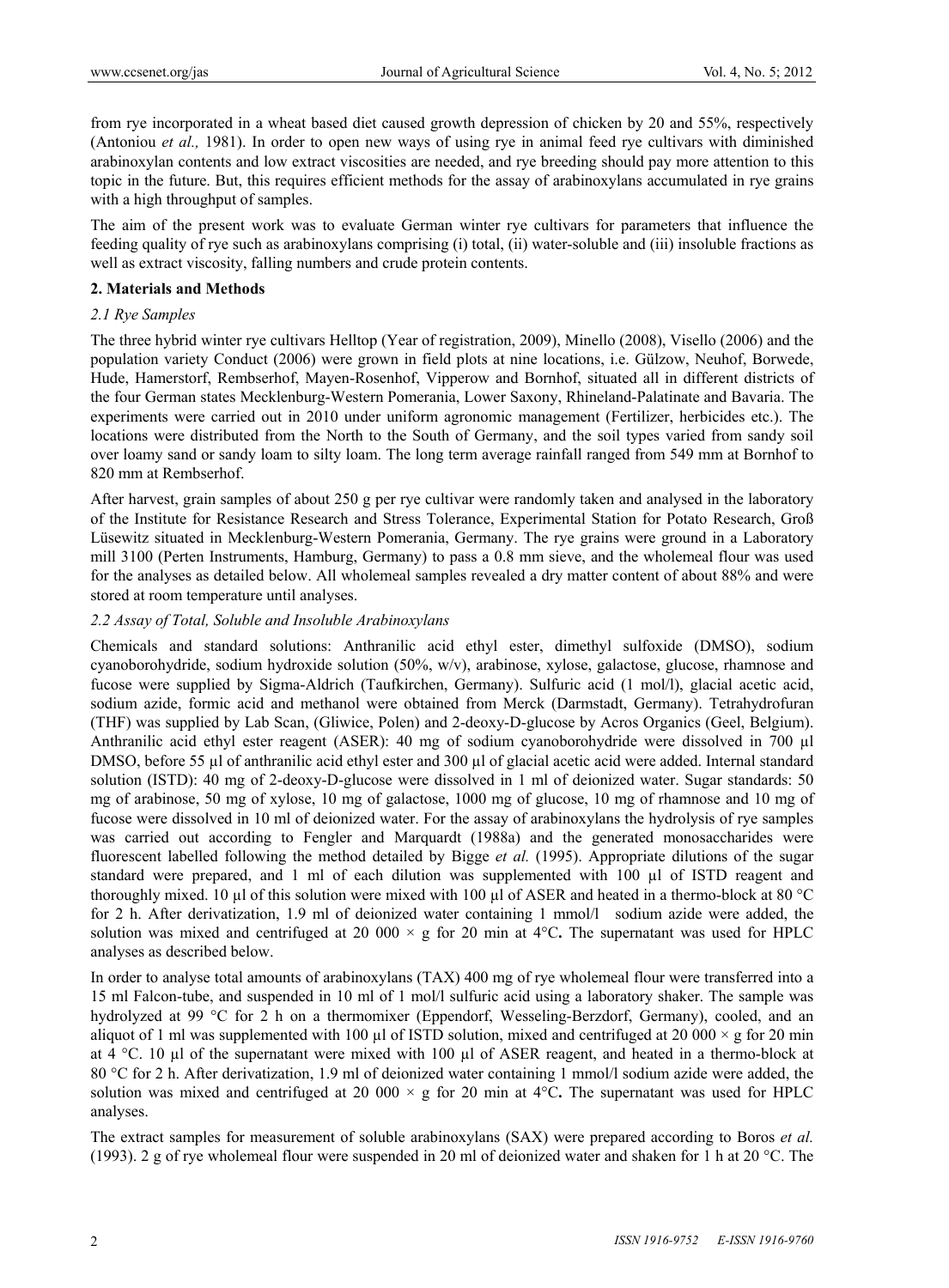from rye incorporated in a wheat based diet caused growth depression of chicken by 20 and 55%, respectively (Antoniou *et al.,* 1981). In order to open new ways of using rye in animal feed rye cultivars with diminished arabinoxylan contents and low extract viscosities are needed, and rye breeding should pay more attention to this topic in the future. But, this requires efficient methods for the assay of arabinoxylans accumulated in rye grains with a high throughput of samples.

The aim of the present work was to evaluate German winter rye cultivars for parameters that influence the feeding quality of rye such as arabinoxylans comprising (i) total, (ii) water-soluble and (iii) insoluble fractions as well as extract viscosity, falling numbers and crude protein contents.

## 2. Materials and Methods

### 2.1 Rye Samples

The three hybrid winter rye cultivars Helltop (Year of registration, 2009), Minello (2008), Visello (2006) and the population variety Conduct (2006) were grown in field plots at nine locations, i.e. Gülzow, Neuhof, Borwede, Hude, Hamerstorf, Rembserhof, Mayen-Rosenhof, Vipperow and Bornhof, situated all in different districts of the four German states Mecklenburg-Western Pomerania, Lower Saxony, Rhineland-Palatinate and Bavaria. The experiments were carried out in 2010 under uniform agronomic management (Fertilizer, herbicides etc.). The locations were distributed from the North to the South of Germany, and the soil types varied from sandy soil over loamy sand or sandy loam to silty loam. The long term average rainfall ranged from 549 mm at Bornhof to 820 mm at Rembserhof.

After harvest, grain samples of about 250 g per rye cultivar were randomly taken and analysed in the laboratory of the Institute for Resistance Research and Stress Tolerance, Experimental Station for Potato Research, Groß Lüsewitz situated in Mecklenburg-Western Pomerania, Germany. The rye grains were ground in a Laboratory mill 3100 (Perten Instruments, Hamburg, Germany) to pass a 0.8 mm sieve, and the wholemeal flour was used for the analyses as detailed below. All wholemeal samples revealed a dry matter content of about 88% and were stored at room temperature until analyses.

### 2.2 Assay of Total, Soluble and Insoluble Arabinoxylans

Chemicals and standard solutions: Anthranilic acid ethyl ester, dimethyl sulfoxide (DMSO), sodium cyanoborohydride, sodium hydroxide solution (50%, w/v), arabinose, xylose, galactose, glucose, rhamnose and fucose were supplied by Sigma-Aldrich (Taufkirchen, Germany). Sulfuric acid (1 mol/l), glacial acetic acid, sodium azide, formic acid and methanol were obtained from Merck (Darmstadt, Germany). Tetrahydrofuran (THF) was supplied by Lab Scan, (Gliwice, Polen) and 2-deoxy-D-glucose by Acros Organics (Geel, Belgium). Anthranilic acid ethyl ester reagent (ASER): 40 mg of sodium cyanoborohydride were dissolved in 700 µl DMSO, before 55 µl of anthranilic acid ethyl ester and 300 µl of glacial acetic acid were added. Internal standard solution (ISTD): 40 mg of 2-deoxy-D-glucose were dissolved in 1 ml of deionized water. Sugar standards: 50 mg of arabinose, 50 mg of xylose, 10 mg of galactose, 1000 mg of glucose, 10 mg of rhamnose and 10 mg of fucose were dissolved in 10 ml of deionized water. For the assay of arabinoxylans the hydrolysis of rye samples was carried out according to Fengler and Marquardt (1988a) and the generated monosaccharides were fluorescent labelled following the method detailed by Bigge *et al.* (1995). Appropriate dilutions of the sugar standard were prepared, and 1 ml of each dilution was supplemented with 100 µl of ISTD reagent and thoroughly mixed. 10 µl of this solution were mixed with 100 µl of ASER and heated in a thermo-block at 80 °C for 2 h. After derivatization, 1.9 ml of deionized water containing 1 mmol/l sodium azide were added, the solution was mixed and centrifuged at 20 000 × g for 20 min at 4°C**.** The supernatant was used for HPLC analyses as described below.

In order to analyse total amounts of arabinoxylans (TAX) 400 mg of rye wholemeal flour were transferred into a 15 ml Falcon-tube, and suspended in 10 ml of 1 mol/l sulfuric acid using a laboratory shaker. The sample was hydrolyzed at 99 °C for 2 h on a thermomixer (Eppendorf, Wesseling-Berzdorf, Germany), cooled, and an aliquot of 1 ml was supplemented with 100 µl of ISTD solution, mixed and centrifuged at 20 000 × g for 20 min at 4 °C. 10 µl of the supernatant were mixed with 100 µl of ASER reagent, and heated in a thermo-block at 80 °C for 2 h. After derivatization, 1.9 ml of deionized water containing 1 mmol/l sodium azide were added, the solution was mixed and centrifuged at 20 000 × g for 20 min at 4°C**.** The supernatant was used for HPLC analyses.

The extract samples for measurement of soluble arabinoxylans (SAX) were prepared according to Boros *et al.* (1993). 2 g of rye wholemeal flour were suspended in 20 ml of deionized water and shaken for 1 h at 20 °C. The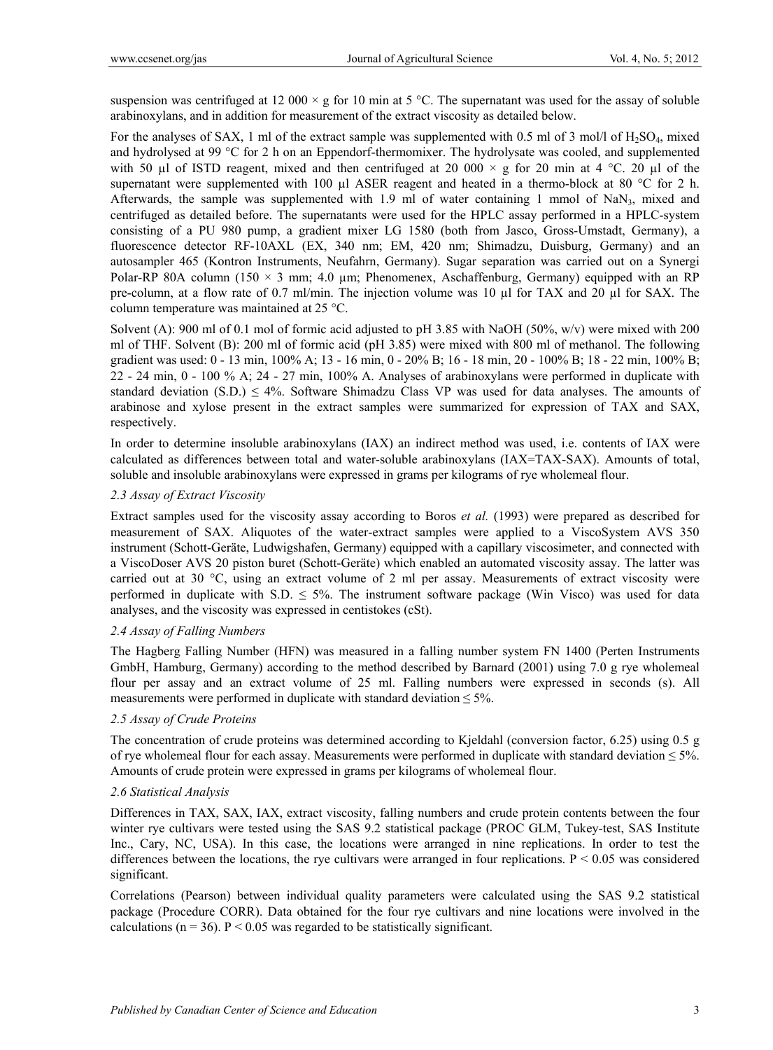suspension was centrifuged at 12 000 × g for 10 min at 5 °C. The supernatant was used for the assay of soluble arabinoxylans, and in addition for measurement of the extract viscosity as detailed below.

For the analyses of SAX, 1 ml of the extract sample was supplemented with 0.5 ml of 3 mol/l of $H_2SO_4$, mixed and hydrolysed at 99 °C for 2 h on an Eppendorf-thermomixer. The hydrolysate was cooled, and supplemented with 50 µl of ISTD reagent, mixed and then centrifuged at 20 000 × g for 20 min at 4 °C. 20 µl of the supernatant were supplemented with 100 µl ASER reagent and heated in a thermo-block at 80 °C for 2 h. Afterwards, the sample was supplemented with 1.9 ml of water containing 1 mmol of $NaN_3$, mixed and centrifuged as detailed before. The supernatants were used for the HPLC assay performed in a HPLC-system consisting of a PU 980 pump, a gradient mixer LG 1580 (both from Jasco, Gross-Umstadt, Germany), a fluorescence detector RF-10AXL (EX, 340 nm; EM, 420 nm; Shimadzu, Duisburg, Germany) and an autosampler 465 (Kontron Instruments, Neufahrn, Germany). Sugar separation was carried out on a Synergi Polar-RP 80A column (150 × 3 mm; 4.0 µm; Phenomenex, Aschaffenburg, Germany) equipped with an RP pre-column, at a flow rate of 0.7 ml/min. The injection volume was 10 µl for TAX and 20 µl for SAX. The column temperature was maintained at 25 °C.

Solvent (A): 900 ml of 0.1 mol of formic acid adjusted to pH 3.85 with NaOH (50%, w/v) were mixed with 200 ml of THF. Solvent (B): 200 ml of formic acid (pH 3.85) were mixed with 800 ml of methanol. The following gradient was used: 0 - 13 min, 100% A; 13 - 16 min, 0 - 20% B; 16 - 18 min, 20 - 100% B; 18 - 22 min, 100% B; 22 - 24 min, 0 - 100 % A; 24 - 27 min, 100% A. Analyses of arabinoxylans were performed in duplicate with standard deviation (S.D.) ≤ 4%. Software Shimadzu Class VP was used for data analyses. The amounts of arabinose and xylose present in the extract samples were summarized for expression of TAX and SAX, respectively.

In order to determine insoluble arabinoxylans (IAX) an indirect method was used, i.e. contents of IAX were calculated as differences between total and water-soluble arabinoxylans (IAX=TAX-SAX). Amounts of total, soluble and insoluble arabinoxylans were expressed in grams per kilograms of rye wholemeal flour.

### *2.3 Assay of Extract Viscosity*

Extract samples used for the viscosity assay according to Boros *et al.* (1993) were prepared as described for measurement of SAX. Aliquotes of the water-extract samples were applied to a ViscoSystem AVS 350 instrument (Schott-Geräte, Ludwigshafen, Germany) equipped with a capillary viscosimeter, and connected with a ViscoDoser AVS 20 piston buret (Schott-Geräte) which enabled an automated viscosity assay. The latter was carried out at 30 °C, using an extract volume of 2 ml per assay. Measurements of extract viscosity were performed in duplicate with S.D. ≤ 5%. The instrument software package (Win Visco) was used for data analyses, and the viscosity was expressed in centistokes (cSt).

### *2.4 Assay of Falling Numbers*

The Hagberg Falling Number (HFN) was measured in a falling number system FN 1400 (Perten Instruments GmbH, Hamburg, Germany) according to the method described by Barnard (2001) using 7.0 g rye wholemeal flour per assay and an extract volume of 25 ml. Falling numbers were expressed in seconds (s). All measurements were performed in duplicate with standard deviation ≤ 5%.

### *2.5 Assay of Crude Proteins*

The concentration of crude proteins was determined according to Kjeldahl (conversion factor, 6.25) using 0.5 g of rye wholemeal flour for each assay. Measurements were performed in duplicate with standard deviation ≤ 5%. Amounts of crude protein were expressed in grams per kilograms of wholemeal flour.

### *2.6 Statistical Analysis*

Differences in TAX, SAX, IAX, extract viscosity, falling numbers and crude protein contents between the four winter rye cultivars were tested using the SAS 9.2 statistical package (PROC GLM, Tukey-test, SAS Institute Inc., Cary, NC, USA). In this case, the locations were arranged in nine replications. In order to test the differences between the locations, the rye cultivars were arranged in four replications. $P < 0.05$ was considered significant.

Correlations (Pearson) between individual quality parameters were calculated using the SAS 9.2 statistical package (Procedure CORR). Data obtained for the four rye cultivars and nine locations were involved in the calculations ($n = 36$). $P < 0.05$ was regarded to be statistically significant.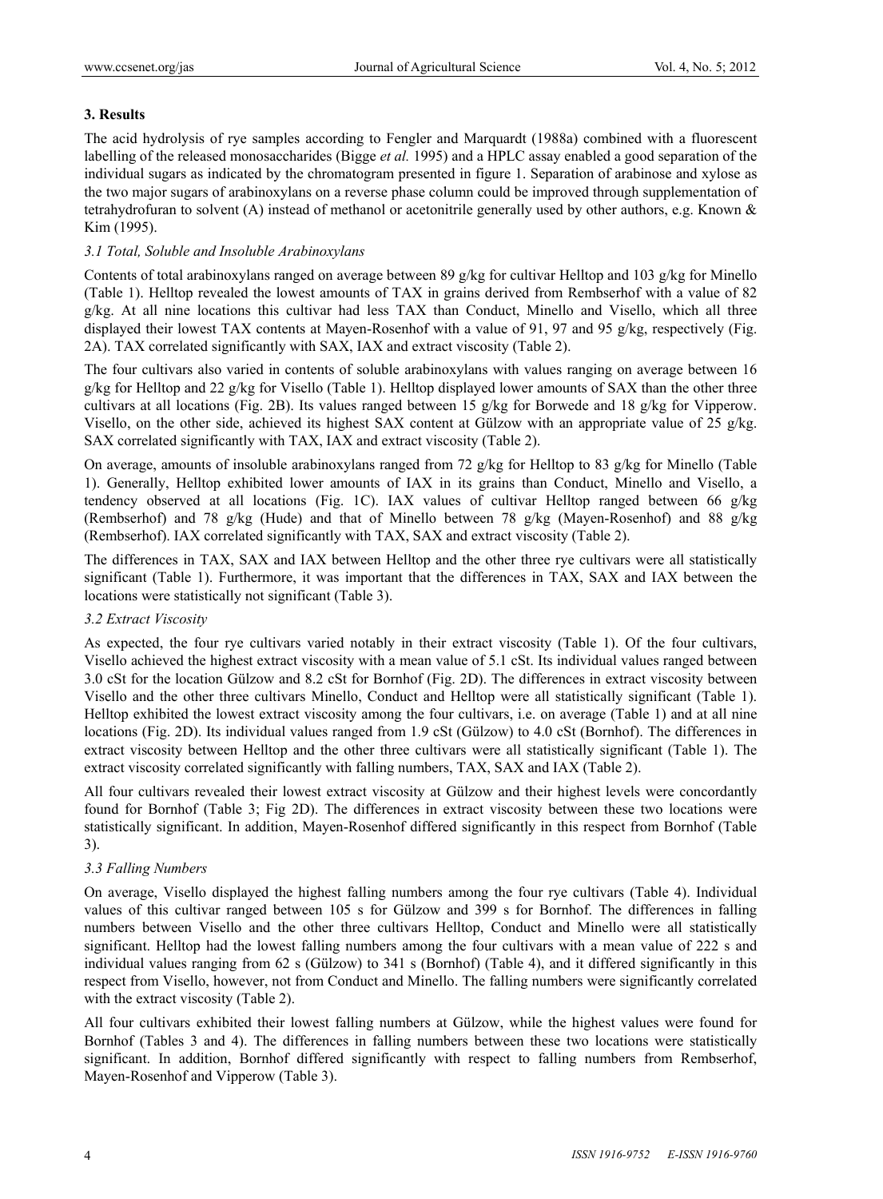## 3. Results

The acid hydrolysis of rye samples according to Fengler and Marquardt (1988a) combined with a fluorescent labelling of the released monosaccharides (Bigge *et al.* 1995) and a HPLC assay enabled a good separation of the individual sugars as indicated by the chromatogram presented in figure 1. Separation of arabinose and xylose as the two major sugars of arabinoxylans on a reverse phase column could be improved through supplementation of tetrahydrofuran to solvent (A) instead of methanol or acetonitrile generally used by other authors, e.g. Known & Kim (1995).

### *3.1 Total, Soluble and Insoluble Arabinoxylans*

Contents of total arabinoxylans ranged on average between 89 g/kg for cultivar Helltop and 103 g/kg for Minello (Table 1). Helltop revealed the lowest amounts of TAX in grains derived from Rembserhof with a value of 82 g/kg. At all nine locations this cultivar had less TAX than Conduct, Minello and Visello, which all three displayed their lowest TAX contents at Mayen-Rosenhof with a value of 91, 97 and 95 g/kg, respectively (Fig. 2A). TAX correlated significantly with SAX, IAX and extract viscosity (Table 2).

The four cultivars also varied in contents of soluble arabinoxylans with values ranging on average between 16 g/kg for Helltop and 22 g/kg for Visello (Table 1). Helltop displayed lower amounts of SAX than the other three cultivars at all locations (Fig. 2B). Its values ranged between 15 g/kg for Borwede and 18 g/kg for Vipperow. Visello, on the other side, achieved its highest SAX content at Gülzow with an appropriate value of 25 g/kg. SAX correlated significantly with TAX, IAX and extract viscosity (Table 2).

On average, amounts of insoluble arabinoxylans ranged from 72 g/kg for Helltop to 83 g/kg for Minello (Table 1). Generally, Helltop exhibited lower amounts of IAX in its grains than Conduct, Minello and Visello, a tendency observed at all locations (Fig. 1C). IAX values of cultivar Helltop ranged between 66 g/kg (Rembserhof) and 78 g/kg (Hude) and that of Minello between 78 g/kg (Mayen-Rosenhof) and 88 g/kg (Rembserhof). IAX correlated significantly with TAX, SAX and extract viscosity (Table 2).

The differences in TAX, SAX and IAX between Helltop and the other three rye cultivars were all statistically significant (Table 1). Furthermore, it was important that the differences in TAX, SAX and IAX between the locations were statistically not significant (Table 3).

### *3.2 Extract Viscosity*

As expected, the four rye cultivars varied notably in their extract viscosity (Table 1). Of the four cultivars, Visello achieved the highest extract viscosity with a mean value of 5.1 cSt. Its individual values ranged between 3.0 cSt for the location Gülzow and 8.2 cSt for Bornhof (Fig. 2D). The differences in extract viscosity between Visello and the other three cultivars Minello, Conduct and Helltop were all statistically significant (Table 1). Helltop exhibited the lowest extract viscosity among the four cultivars, i.e. on average (Table 1) and at all nine locations (Fig. 2D). Its individual values ranged from 1.9 cSt (Gülzow) to 4.0 cSt (Bornhof). The differences in extract viscosity between Helltop and the other three cultivars were all statistically significant (Table 1). The extract viscosity correlated significantly with falling numbers, TAX, SAX and IAX (Table 2).

All four cultivars revealed their lowest extract viscosity at Gülzow and their highest levels were concordantly found for Bornhof (Table 3; Fig 2D). The differences in extract viscosity between these two locations were statistically significant. In addition, Mayen-Rosenhof differed significantly in this respect from Bornhof (Table 3).

### *3.3 Falling Numbers*

On average, Visello displayed the highest falling numbers among the four rye cultivars (Table 4). Individual values of this cultivar ranged between 105 s for Gülzow and 399 s for Bornhof. The differences in falling numbers between Visello and the other three cultivars Helltop, Conduct and Minello were all statistically significant. Helltop had the lowest falling numbers among the four cultivars with a mean value of 222 s and individual values ranging from 62 s (Gülzow) to 341 s (Bornhof) (Table 4), and it differed significantly in this respect from Visello, however, not from Conduct and Minello. The falling numbers were significantly correlated with the extract viscosity (Table 2).

All four cultivars exhibited their lowest falling numbers at Gülzow, while the highest values were found for Bornhof (Tables 3 and 4). The differences in falling numbers between these two locations were statistically significant. In addition, Bornhof differed significantly with respect to falling numbers from Rembserhof, Mayen-Rosenhof and Vipperow (Table 3).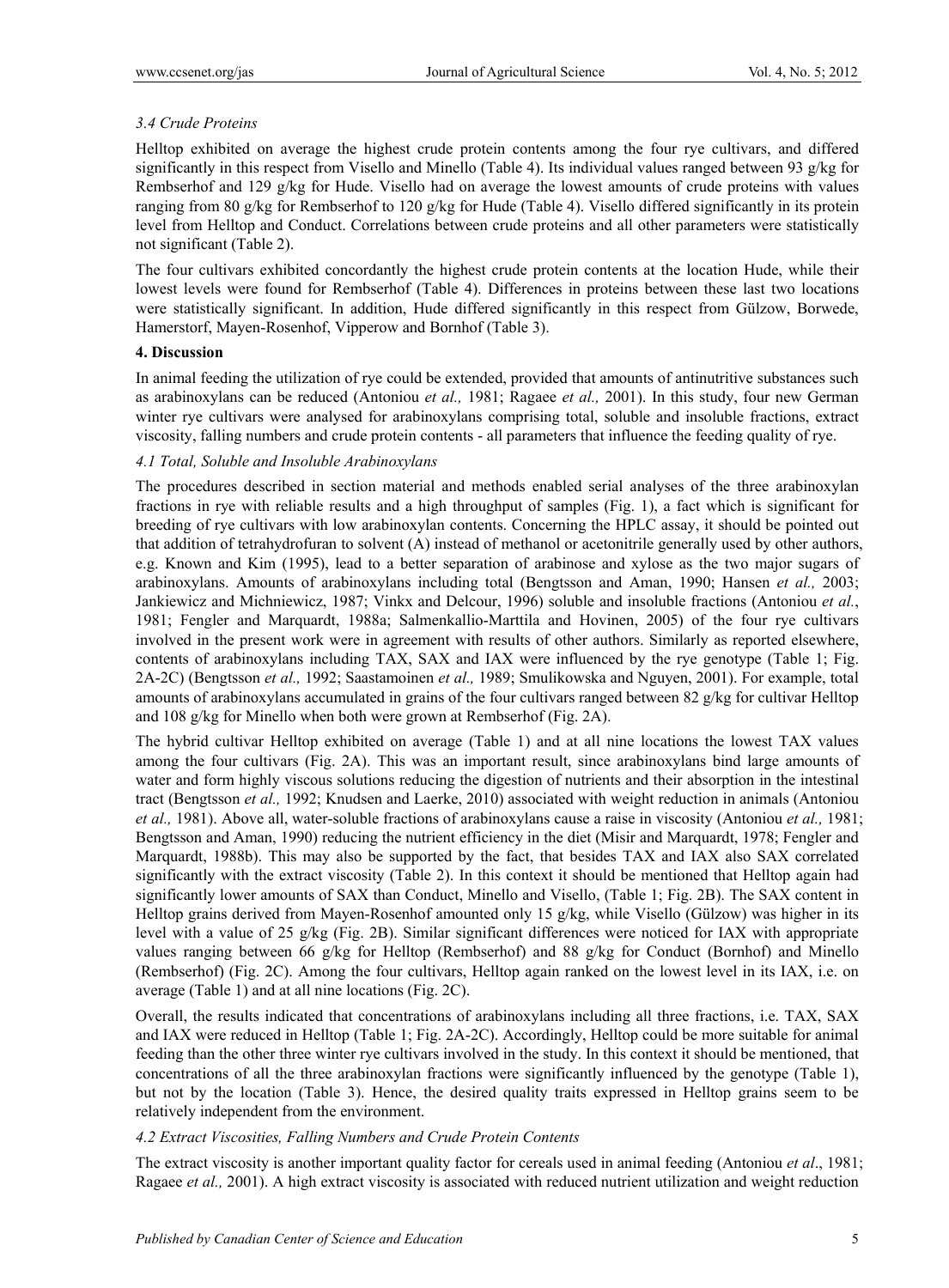### 3.4 Crude Proteins

Helltop exhibited on average the highest crude protein contents among the four rye cultivars, and differed significantly in this respect from Visello and Minello (Table 4). Its individual values ranged between 93 g/kg for Rembserhof and 129 g/kg for Hude. Visello had on average the lowest amounts of crude proteins with values ranging from 80 g/kg for Rembserhof to 120 g/kg for Hude (Table 4). Visello differed significantly in its protein level from Helltop and Conduct. Correlations between crude proteins and all other parameters were statistically not significant (Table 2).

The four cultivars exhibited concordantly the highest crude protein contents at the location Hude, while their lowest levels were found for Rembserhof (Table 4). Differences in proteins between these last two locations were statistically significant. In addition, Hude differed significantly in this respect from Gülzow, Borwede, Hamerstorf, Mayen-Rosenhof, Vipperow and Bornhof (Table 3).

## 4. Discussion

In animal feeding the utilization of rye could be extended, provided that amounts of antinutritive substances such as arabinoxylans can be reduced (Antoniou *et al.,* 1981; Ragaee *et al.,* 2001). In this study, four new German winter rye cultivars were analysed for arabinoxylans comprising total, soluble and insoluble fractions, extract viscosity, falling numbers and crude protein contents - all parameters that influence the feeding quality of rye.

### 4.1 Total, Soluble and Insoluble Arabinoxylans

The procedures described in section material and methods enabled serial analyses of the three arabinoxylan fractions in rye with reliable results and a high throughput of samples (Fig. 1), a fact which is significant for breeding of rye cultivars with low arabinoxylan contents. Concerning the HPLC assay, it should be pointed out that addition of tetrahydrofuran to solvent (A) instead of methanol or acetonitrile generally used by other authors, e.g. Known and Kim (1995), lead to a better separation of arabinose and xylose as the two major sugars of arabinoxylans. Amounts of arabinoxylans including total (Bengtsson and Aman, 1990; Hansen *et al.,* 2003; Jankiewicz and Michniewicz, 1987; Vinkx and Delcour, 1996) soluble and insoluble fractions (Antoniou *et al.*, 1981; Fengler and Marquardt, 1988a; Salmenkallio-Marttila and Hovinen, 2005) of the four rye cultivars involved in the present work were in agreement with results of other authors. Similarly as reported elsewhere, contents of arabinoxylans including TAX, SAX and IAX were influenced by the rye genotype (Table 1; Fig. 2A-2C) (Bengtsson *et al.,* 1992; Saastamoinen *et al.,* 1989; Smulikowska and Nguyen, 2001). For example, total amounts of arabinoxylans accumulated in grains of the four cultivars ranged between 82 g/kg for cultivar Helltop and 108 g/kg for Minello when both were grown at Rembserhof (Fig. 2A).

The hybrid cultivar Helltop exhibited on average (Table 1) and at all nine locations the lowest TAX values among the four cultivars (Fig. 2A). This was an important result, since arabinoxylans bind large amounts of water and form highly viscous solutions reducing the digestion of nutrients and their absorption in the intestinal tract (Bengtsson *et al.,* 1992; Knudsen and Laerke, 2010) associated with weight reduction in animals (Antoniou *et al.,* 1981). Above all, water-soluble fractions of arabinoxylans cause a raise in viscosity (Antoniou *et al.,* 1981; Bengtsson and Aman, 1990) reducing the nutrient efficiency in the diet (Misir and Marquardt, 1978; Fengler and Marquardt, 1988b). This may also be supported by the fact, that besides TAX and IAX also SAX correlated significantly with the extract viscosity (Table 2). In this context it should be mentioned that Helltop again had significantly lower amounts of SAX than Conduct, Minello and Visello, (Table 1; Fig. 2B). The SAX content in Helltop grains derived from Mayen-Rosenhof amounted only 15 g/kg, while Visello (Gülzow) was higher in its level with a value of 25 g/kg (Fig. 2B). Similar significant differences were noticed for IAX with appropriate values ranging between 66 g/kg for Helltop (Rembserhof) and 88 g/kg for Conduct (Bornhof) and Minello (Rembserhof) (Fig. 2C). Among the four cultivars, Helltop again ranked on the lowest level in its IAX, i.e. on average (Table 1) and at all nine locations (Fig. 2C).

Overall, the results indicated that concentrations of arabinoxylans including all three fractions, i.e. TAX, SAX and IAX were reduced in Helltop (Table 1; Fig. 2A-2C). Accordingly, Helltop could be more suitable for animal feeding than the other three winter rye cultivars involved in the study. In this context it should be mentioned, that concentrations of all the three arabinoxylan fractions were significantly influenced by the genotype (Table 1), but not by the location (Table 3). Hence, the desired quality traits expressed in Helltop grains seem to be relatively independent from the environment.

### 4.2 Extract Viscosities, Falling Numbers and Crude Protein Contents

The extract viscosity is another important quality factor for cereals used in animal feeding (Antoniou *et al*., 1981; Ragaee *et al.,* 2001). A high extract viscosity is associated with reduced nutrient utilization and weight reduction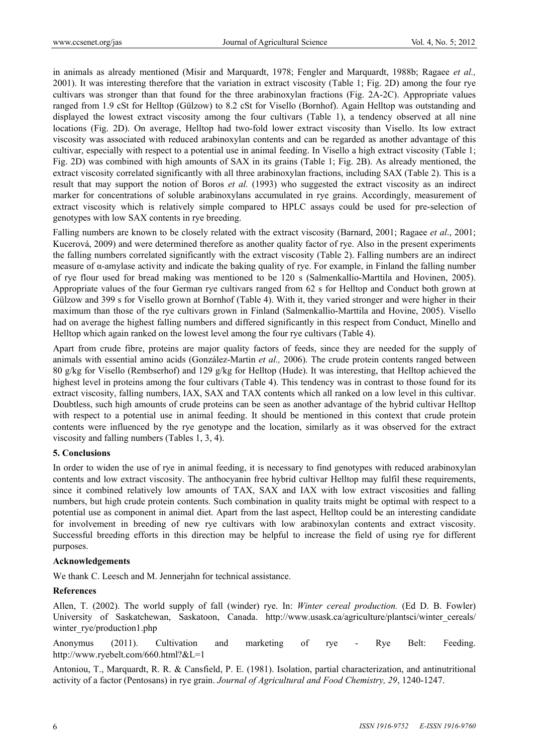in animals as already mentioned (Misir and Marquardt, 1978; Fengler and Marquardt, 1988b; Ragaee *et al.,* 2001). It was interesting therefore that the variation in extract viscosity (Table 1; Fig. 2D) among the four rye cultivars was stronger than that found for the three arabinoxylan fractions (Fig. 2A-2C). Appropriate values ranged from 1.9 cSt for Helltop (Gülzow) to 8.2 cSt for Visello (Bornhof). Again Helltop was outstanding and displayed the lowest extract viscosity among the four cultivars (Table 1), a tendency observed at all nine locations (Fig. 2D). On average, Helltop had two-fold lower extract viscosity than Visello. Its low extract viscosity was associated with reduced arabinoxylan contents and can be regarded as another advantage of this cultivar, especially with respect to a potential use in animal feeding. In Visello a high extract viscosity (Table 1; Fig. 2D) was combined with high amounts of SAX in its grains (Table 1; Fig. 2B). As already mentioned, the extract viscosity correlated significantly with all three arabinoxylan fractions, including SAX (Table 2). This is a result that may support the notion of Boros *et al.* (1993) who suggested the extract viscosity as an indirect marker for concentrations of soluble arabinoxylans accumulated in rye grains. Accordingly, measurement of extract viscosity which is relatively simple compared to HPLC assays could be used for pre-selection of genotypes with low SAX contents in rye breeding.

Falling numbers are known to be closely related with the extract viscosity (Barnard, 2001; Ragaee *et al*., 2001; Kucerová, 2009) and were determined therefore as another quality factor of rye. Also in the present experiments the falling numbers correlated significantly with the extract viscosity (Table 2). Falling numbers are an indirect measure of α-amylase activity and indicate the baking quality of rye. For example, in Finland the falling number of rye flour used for bread making was mentioned to be 120 s (Salmenkallio-Marttila and Hovinen, 2005). Appropriate values of the four German rye cultivars ranged from 62 s for Helltop and Conduct both grown at Gülzow and 399 s for Visello grown at Bornhof (Table 4). With it, they varied stronger and were higher in their maximum than those of the rye cultivars grown in Finland (Salmenkallio-Marttila and Hovine, 2005). Visello had on average the highest falling numbers and differed significantly in this respect from Conduct, Minello and Helltop which again ranked on the lowest level among the four rye cultivars (Table 4).

Apart from crude fibre, proteins are major quality factors of feeds, since they are needed for the supply of animals with essential amino acids (González-Martin *et al.,* 2006). The crude protein contents ranged between 80 g/kg for Visello (Rembserhof) and 129 g/kg for Helltop (Hude). It was interesting, that Helltop achieved the highest level in proteins among the four cultivars (Table 4). This tendency was in contrast to those found for its extract viscosity, falling numbers, IAX, SAX and TAX contents which all ranked on a low level in this cultivar. Doubtless, such high amounts of crude proteins can be seen as another advantage of the hybrid cultivar Helltop with respect to a potential use in animal feeding. It should be mentioned in this context that crude protein contents were influenced by the rye genotype and the location, similarly as it was observed for the extract viscosity and falling numbers (Tables 1, 3, 4).

## 5. Conclusions

In order to widen the use of rye in animal feeding, it is necessary to find genotypes with reduced arabinoxylan contents and low extract viscosity. The anthocyanin free hybrid cultivar Helltop may fulfil these requirements, since it combined relatively low amounts of TAX, SAX and IAX with low extract viscosities and falling numbers, but high crude protein contents. Such combination in quality traits might be optimal with respect to a potential use as component in animal diet. Apart from the last aspect, Helltop could be an interesting candidate for involvement in breeding of new rye cultivars with low arabinoxylan contents and extract viscosity. Successful breeding efforts in this direction may be helpful to increase the field of using rye for different purposes.

## Acknowledgements

We thank C. Leesch and M. Jennerjahn for technical assistance.

## References

Allen, T. (2002). The world supply of fall (winder) rye. In: *Winter cereal production.* (Ed D. B. Fowler) University of Saskatchewan, Saskatoon, Canada. http://www.usask.ca/agriculture/plantsci/winter_cereals/winter_rye/production1.php

Anonymus (2011). Cultivation and marketing of rye - Rye Belt: Feeding. http://www.ryebelt.com/660.html?&L=1

Antoniou, T., Marquardt, R. R. & Cansfield, P. E. (1981). Isolation, partial characterization, and antinutritional activity of a factor (Pentosans) in rye grain. *Journal of Agricultural and Food Chemistry, 29*, 1240-1247.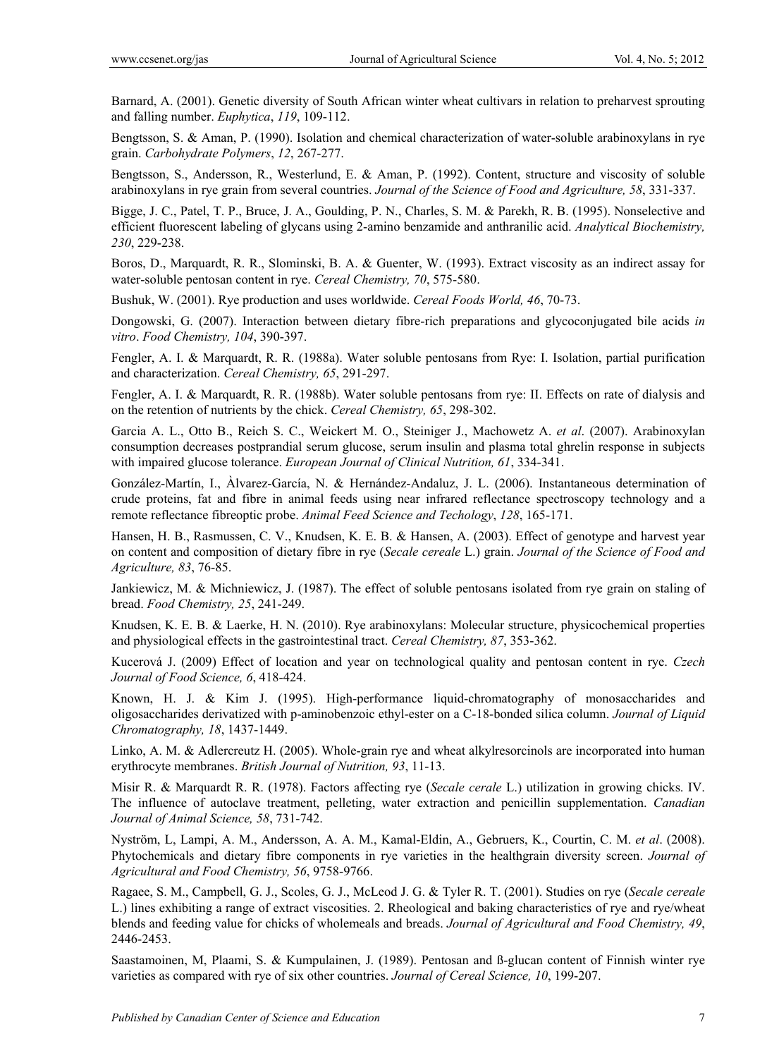Barnard, A. (2001). Genetic diversity of South African winter wheat cultivars in relation to preharvest sprouting and falling number. *Euphytica*, *119*, 109-112.

Bengtsson, S. & Aman, P. (1990). Isolation and chemical characterization of water-soluble arabinoxylans in rye grain. *Carbohydrate Polymers*, *12*, 267-277.

Bengtsson, S., Andersson, R., Westerlund, E. & Aman, P. (1992). Content, structure and viscosity of soluble arabinoxylans in rye grain from several countries. *Journal of the Science of Food and Agriculture, 58*, 331-337.

Bigge, J. C., Patel, T. P., Bruce, J. A., Goulding, P. N., Charles, S. M. & Parekh, R. B. (1995). Nonselective and efficient fluorescent labeling of glycans using 2-amino benzamide and anthranilic acid. *Analytical Biochemistry, 230*, 229-238.

Boros, D., Marquardt, R. R., Slominski, B. A. & Guenter, W. (1993). Extract viscosity as an indirect assay for water-soluble pentosan content in rye. *Cereal Chemistry, 70*, 575-580.

Bushuk, W. (2001). Rye production and uses worldwide. *Cereal Foods World, 46*, 70-73.

Dongowski, G. (2007). Interaction between dietary fibre-rich preparations and glycoconjugated bile acids *in vitro*. *Food Chemistry, 104*, 390-397.

Fengler, A. I. & Marquardt, R. R. (1988a). Water soluble pentosans from Rye: I. Isolation, partial purification and characterization. *Cereal Chemistry, 65*, 291-297.

Fengler, A. I. & Marquardt, R. R. (1988b). Water soluble pentosans from rye: II. Effects on rate of dialysis and on the retention of nutrients by the chick. *Cereal Chemistry, 65*, 298-302.

Garcia A. L., Otto B., Reich S. C., Weickert M. O., Steiniger J., Machowetz A. *et al*. (2007). Arabinoxylan consumption decreases postprandial serum glucose, serum insulin and plasma total ghrelin response in subjects with impaired glucose tolerance. *European Journal of Clinical Nutrition, 61*, 334-341.

González-Martín, I., Àlvarez-García, N. & Hernández-Andaluz, J. L. (2006). Instantaneous determination of crude proteins, fat and fibre in animal feeds using near infrared reflectance spectroscopy technology and a remote reflectance fibreoptic probe. *Animal Feed Science and Techology*, *128*, 165-171.

Hansen, H. B., Rasmussen, C. V., Knudsen, K. E. B. & Hansen, A. (2003). Effect of genotype and harvest year on content and composition of dietary fibre in rye (*Secale cereale* L.) grain. *Journal of the Science of Food and Agriculture, 83*, 76-85.

Jankiewicz, M. & Michniewicz, J. (1987). The effect of soluble pentosans isolated from rye grain on staling of bread. *Food Chemistry, 25*, 241-249.

Knudsen, K. E. B. & Laerke, H. N. (2010). Rye arabinoxylans: Molecular structure, physicochemical properties and physiological effects in the gastrointestinal tract. *Cereal Chemistry, 87*, 353-362.

Kucerová J. (2009) Effect of location and year on technological quality and pentosan content in rye. *Czech Journal of Food Science, 6*, 418-424.

Known, H. J. & Kim J. (1995). High-performance liquid-chromatography of monosaccharides and oligosaccharides derivatized with p-aminobenzoic ethyl-ester on a C-18-bonded silica column. *Journal of Liquid Chromatography, 18*, 1437-1449.

Linko, A. M. & Adlercreutz H. (2005). Whole-grain rye and wheat alkylresorcinols are incorporated into human erythrocyte membranes. *British Journal of Nutrition, 93*, 11-13.

Misir R. & Marquardt R. R. (1978). Factors affecting rye (*Secale cerale* L.) utilization in growing chicks. IV. The influence of autoclave treatment, pelleting, water extraction and penicillin supplementation. *Canadian Journal of Animal Science, 58*, 731-742.

Nyström, L, Lampi, A. M., Andersson, A. A. M., Kamal-Eldin, A., Gebruers, K., Courtin, C. M. *et al*. (2008). Phytochemicals and dietary fibre components in rye varieties in the healthgrain diversity screen. *Journal of Agricultural and Food Chemistry, 56*, 9758-9766.

Ragaee, S. M., Campbell, G. J., Scoles, G. J., McLeod J. G. & Tyler R. T. (2001). Studies on rye (*Secale cereale* L.) lines exhibiting a range of extract viscosities. 2. Rheological and baking characteristics of rye and rye/wheat blends and feeding value for chicks of wholemeals and breads. *Journal of Agricultural and Food Chemistry, 49*, 2446-2453.

Saastamoinen, M, Plaami, S. & Kumpulainen, J. (1989). Pentosan and ß-glucan content of Finnish winter rye varieties as compared with rye of six other countries. *Journal of Cereal Science, 10*, 199-207.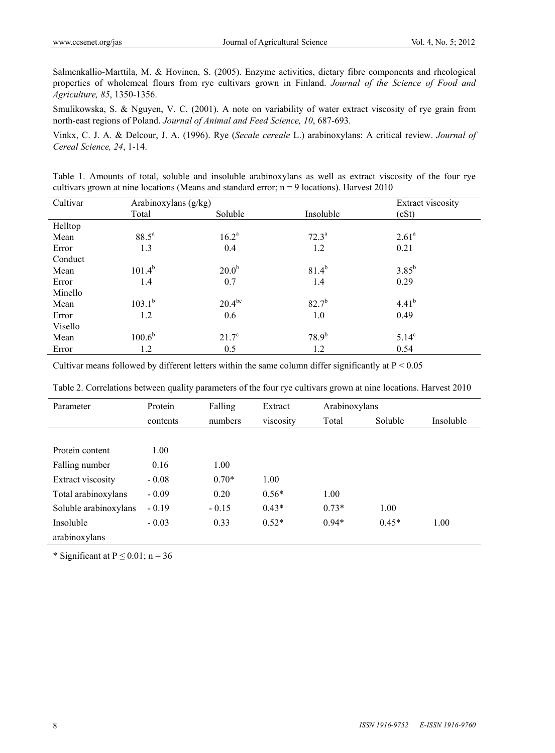Salmenkallio-Marttila, M. & Hovinen, S. (2005). Enzyme activities, dietary fibre components and rheological properties of wholemeal flours from rye cultivars grown in Finland. *Journal of the Science of Food and Agriculture, 85*, 1350-1356.

Smulikowska, S. & Nguyen, V. C. (2001). A note on variability of water extract viscosity of rye grain from north-east regions of Poland. *Journal of Animal and Feed Science, 10*, 687-693.

Vinkx, C. J. A. & Delcour, J. A. (1996). Rye (*Secale cereale* L.) arabinoxylans: A critical review. *Journal of Cereal Science, 24*, 1-14.

Table 1. Amounts of total, soluble and insoluble arabinoxylans as well as extract viscosity of the four rye cultivars grown at nine locations (Means and standard error; n = 9 locations). Harvest 2010

| Cultivar | Arabinoxylans (g/kg) | | | Extract viscosity |
|---|---|---|---|---|
| | Total | Soluble | Insoluble | (cSt) |
| Helltop | | | | |
| Mean | $88.5^{a}$ | $16.2^{a}$ | $72.3^{a}$ | $2.61^{a}$ |
| Error | 1.3 | 0.4 | 1.2 | 0.21 |
| Conduct | | | | |
| Mean | $101.4^{b}$ | $20.0^{b}$ | $81.4^{b}$ | $3.85^{b}$ |
| Error | 1.4 | 0.7 | 1.4 | 0.29 |
| Minello | | | | |
| Mean | $103.1^{b}$ | $20.4^{bc}$ | $82.7^{b}$ | $4.41^{b}$ |
| Error | 1.2 | 0.6 | 1.0 | 0.49 |
| Visello | | | | |
| Mean | $100.6^{b}$ | $21.7^{c}$ | $78.9^{b}$ | $5.14^{c}$ |
| Error | 1.2 | 0.5 | 1.2 | 0.54 |

Cultivar means followed by different letters within the same column differ significantly at $P < 0.05$

Table 2. Correlations between quality parameters of the four rye cultivars grown at nine locations. Harvest 2010

| Parameter | Protein contents | Falling numbers | Extract viscosity | Arabinoxylans Total | Soluble | Insoluble |
|---|---|---|---|---|---|---|
| Protein content | 1.00 | | | | | |
| Falling number | 0.16 | 1.00 | | | | |
| Extract viscosity | - 0.08 | 0.70* | 1.00 | | | |
| Total arabinoxylans | - 0.09 | 0.20 | 0.56* | 1.00 | | |
| Soluble arabinoxylans | - 0.19 | - 0.15 | 0.43* | 0.73* | 1.00 | |
| Insoluble arabinoxylans | - 0.03 | 0.33 | 0.52* | 0.94* | 0.45* | 1.00 |

\* Significant at $P \leq 0.01$; n = 36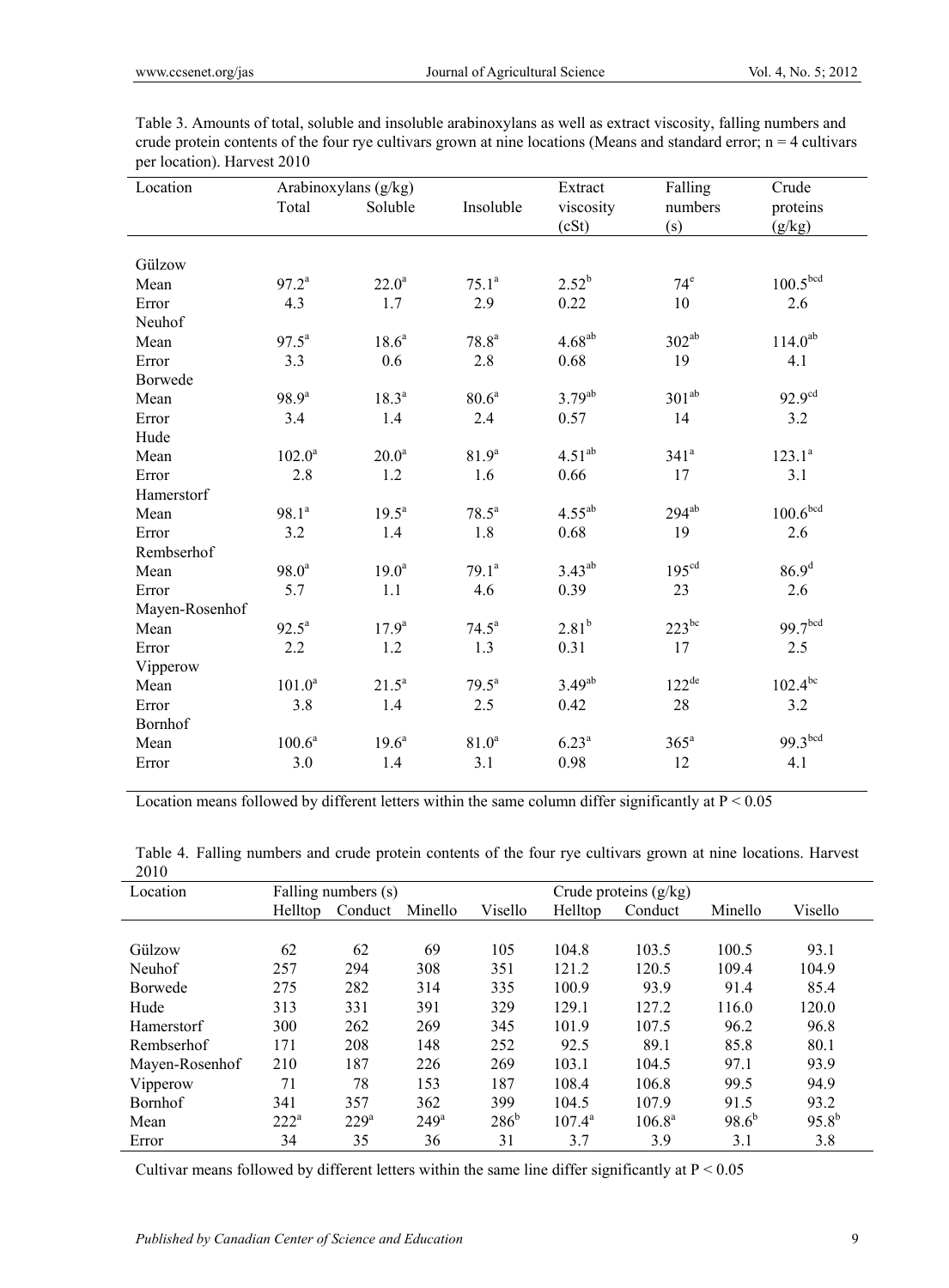Table 3. Amounts of total, soluble and insoluble arabinoxylans as well as extract viscosity, falling numbers and crude protein contents of the four rye cultivars grown at nine locations (Means and standard error; n = 4 cultivars per location). Harvest 2010

| Location | Arabinoxylans (g/kg) Total | Soluble | Insoluble | Extract viscosity (cSt) | Falling numbers (s) | Crude proteins (g/kg) |
|---|---|---|---|---|---|---|
| Gülzow | | | | | | |
| Mean | 97.2[a] | 22.0[a] | 75.1[a] | 2.52[b] | 74[e] | 100.5[bcd] |
| Error | 4.3 | 1.7 | 2.9 | 0.22 | 10 | 2.6 |
| Neuhof | | | | | | |
| Mean | 97.5[a] | 18.6[a] | 78.8[a] | 4.68[ab] | 302[ab] | 114.0[ab] |
| Error | 3.3 | 0.6 | 2.8 | 0.68 | 19 | 4.1 |
| Borwede | | | | | | |
| Mean | 98.9[a] | 18.3[a] | 80.6[a] | 3.79[ab] | 301[ab] | 92.9[cd] |
| Error | 3.4 | 1.4 | 2.4 | 0.57 | 14 | 3.2 |
| Hude | | | | | | |
| Mean | 102.0[a] | 20.0[a] | 81.9[a] | 4.51[ab] | 341[a] | 123.1[a] |
| Error | 2.8 | 1.2 | 1.6 | 0.66 | 17 | 3.1 |
| Hamerstorf | | | | | | |
| Mean | 98.1[a] | 19.5[a] | 78.5[a] | 4.55[ab] | 294[ab] | 100.6[bcd] |
| Error | 3.2 | 1.4 | 1.8 | 0.68 | 19 | 2.6 |
| Rembserhof | | | | | | |
| Mean | 98.0[a] | 19.0[a] | 79.1[a] | 3.43[ab] | 195[cd] | 86.9[d] |
| Error | 5.7 | 1.1 | 4.6 | 0.39 | 23 | 2.6 |
| Mayen-Rosenhof | | | | | | |
| Mean | 92.5[a] | 17.9[a] | 74.5[a] | 2.81[b] | 223[bc] | 99.7[bcd] |
| Error | 2.2 | 1.2 | 1.3 | 0.31 | 17 | 2.5 |
| Vipperow | | | | | | |
| Mean | 101.0[a] | 21.5[a] | 79.5[a] | 3.49[ab] | 122[de] | 102.4[bc] |
| Error | 3.8 | 1.4 | 2.5 | 0.42 | 28 | 3.2 |
| Bornhof | | | | | | |
| Mean | 100.6[a] | 19.6[a] | 81.0[a] | 6.23[a] | 365[a] | 99.3[bcd] |
| Error | 3.0 | 1.4 | 3.1 | 0.98 | 12 | 4.1 |

Location means followed by different letters within the same column differ significantly at $P < 0.05$

Table 4. Falling numbers and crude protein contents of the four rye cultivars grown at nine locations. Harvest 2010

| Location | Falling numbers (s) | | | | Crude proteins (g/kg) | | | |
|---|---|---|---|---|---|---|---|---|
| | Helltop | Conduct | Minello | Visello | Helltop | Conduct | Minello | Visello |
| Gülzow | 62 | 62 | 69 | 105 | 104.8 | 103.5 | 100.5 | 93.1 |
| Neuhof | 257 | 294 | 308 | 351 | 121.2 | 120.5 | 109.4 | 104.9 |
| Borwede | 275 | 282 | 314 | 335 | 100.9 | 93.9 | 91.4 | 85.4 |
| Hude | 313 | 331 | 391 | 329 | 129.1 | 127.2 | 116.0 | 120.0 |
| Hamerstorf | 300 | 262 | 269 | 345 | 101.9 | 107.5 | 96.2 | 96.8 |
| Rembserhof | 171 | 208 | 148 | 252 | 92.5 | 89.1 | 85.8 | 80.1 |
| Mayen-Rosenhof | 210 | 187 | 226 | 269 | 103.1 | 104.5 | 97.1 | 93.9 |
| Vipperow | 71 | 78 | 153 | 187 | 108.4 | 106.8 | 99.5 | 94.9 |
| Bornhof | 341 | 357 | 362 | 399 | 104.5 | 107.9 | 91.5 | 93.2 |
| Mean | 222[a] | 229[a] | 249[a] | 286[b] | 107.4[a] | 106.8[a] | 98.6[b] | 95.8[b] |
| Error | 34 | 35 | 36 | 31 | 3.7 | 3.9 | 3.1 | 3.8 |

Cultivar means followed by different letters within the same line differ significantly at $P < 0.05$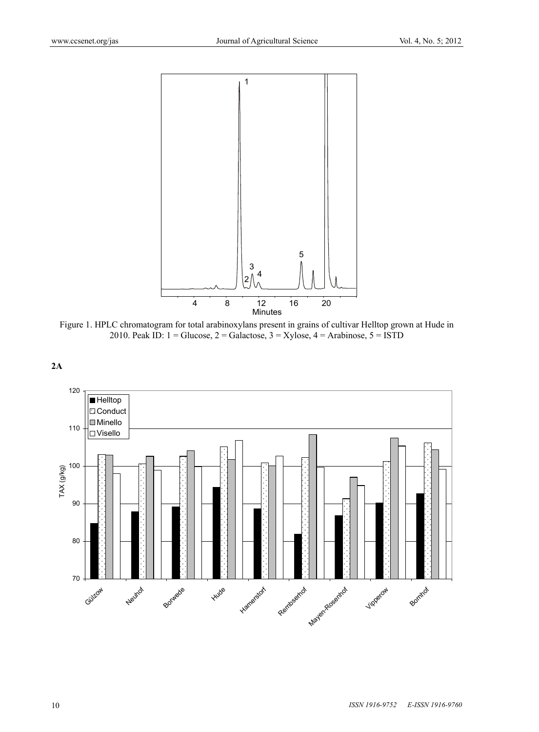Figure 1. HPLC chromatogram for total arabinoxylans present in grains of cultivar Helltop grown at Hude in 2010. Peak ID: 1 = Glucose, 2 = Galactose, 3 = Xylose, 4 = Arabinose, 5 = ISTD

**2A**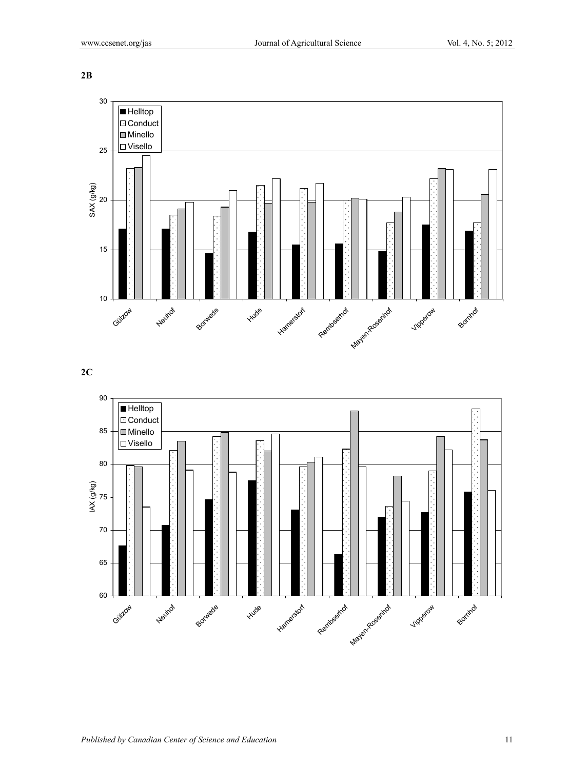**2B**

**2C**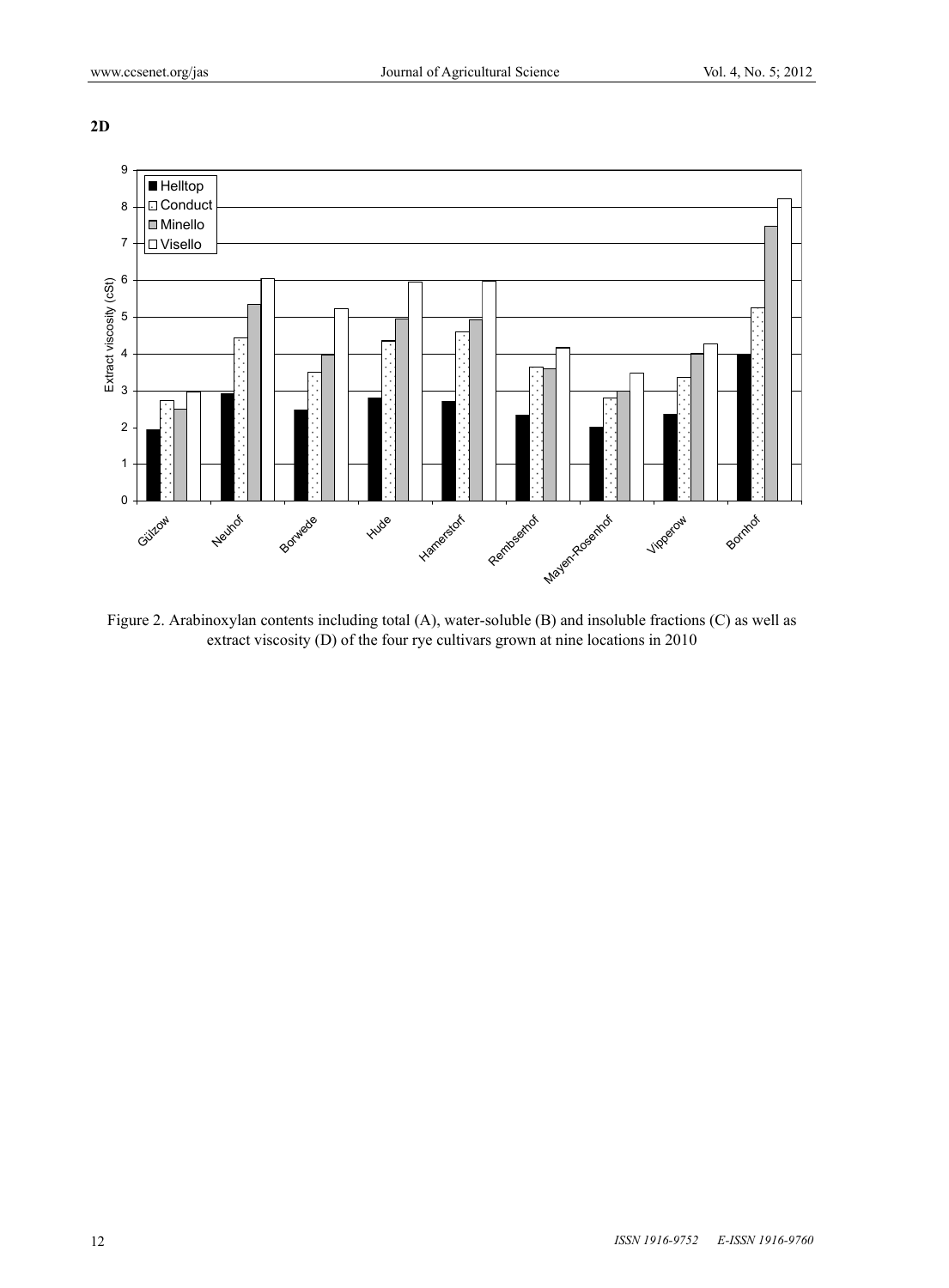**2D**

Extract viscosity (cSt)

0
1
2
3
4
5
6
7
8
9

Helltop
Conduct
Minello
Visello

Gülzow
Neuhof
Borwede
Hude
Hamerstorf
Rembserhof
Mayen-Rosenhof
Vipperow
Bornhof

Figure 2. Arabinoxylan contents including total (A), water-soluble (B) and insoluble fractions (C) as well as extract viscosity (D) of the four rye cultivars grown at nine locations in 2010